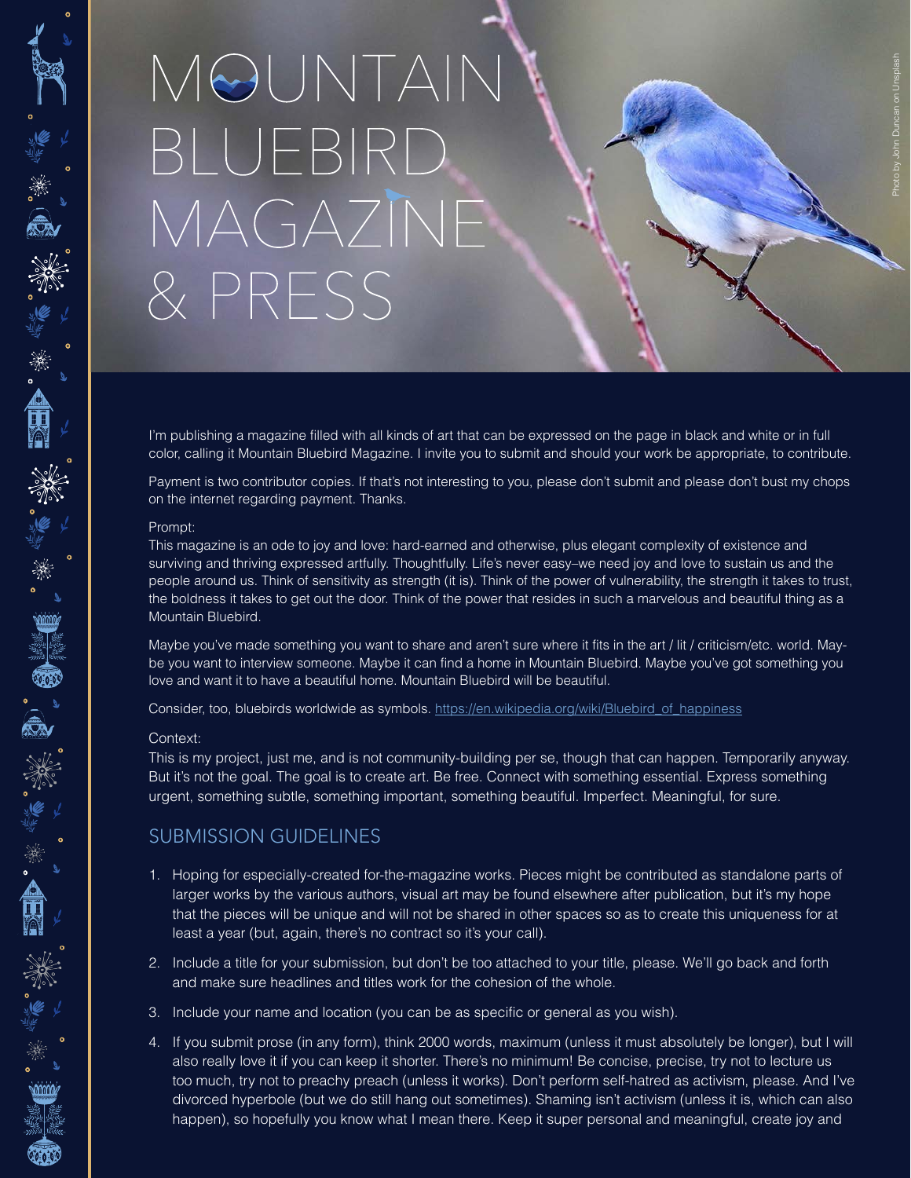# MOUNTAIN BLUEBIRD MAGAZINE & PRESS

Photo by John Duncan on Unsplash

I'm publishing a magazine filled with all kinds of art that can be expressed on the page in black and white or in full color, calling it Mountain Bluebird Magazine. I invite you to submit and should your work be appropriate, to contribute.

Payment is two contributor copies. If that's not interesting to you, please don't submit and please don't bust my chops on the internet regarding payment. Thanks.

Prompt:
This magazine is an ode to joy and love: hard-earned and otherwise, plus elegant complexity of existence and surviving and thriving expressed artfully. Thoughtfully. Life's never easy–we need joy and love to sustain us and the people around us. Think of sensitivity as strength (it is). Think of the power of vulnerability, the strength it takes to trust, the boldness it takes to get out the door. Think of the power that resides in such a marvelous and beautiful thing as a Mountain Bluebird.

Maybe you've made something you want to share and aren't sure where it fits in the art / lit / criticism/etc. world. Maybe you want to interview someone. Maybe it can find a home in Mountain Bluebird. Maybe you've got something you love and want it to have a beautiful home. Mountain Bluebird will be beautiful.

Consider, too, bluebirds worldwide as symbols. https://en.wikipedia.org/wiki/Bluebird_of_happiness

Context:
This is my project, just me, and is not community-building per se, though that can happen. Temporarily anyway. But it's not the goal. The goal is to create art. Be free. Connect with something essential. Express something urgent, something subtle, something important, something beautiful. Imperfect. Meaningful, for sure.

## SUBMISSION GUIDELINES

1. Hoping for especially-created for-the-magazine works. Pieces might be contributed as standalone parts of larger works by the various authors, visual art may be found elsewhere after publication, but it's my hope that the pieces will be unique and will not be shared in other spaces so as to create this uniqueness for at least a year (but, again, there's no contract so it's your call).
2. Include a title for your submission, but don't be too attached to your title, please. We'll go back and forth and make sure headlines and titles work for the cohesion of the whole.
3. Include your name and location (you can be as specific or general as you wish).
4. If you submit prose (in any form), think 2000 words, maximum (unless it must absolutely be longer), but I will also really love it if you can keep it shorter. There's no minimum! Be concise, precise, try not to lecture us too much, try not to preachy preach (unless it works). Don't perform self-hatred as activism, please. And I've divorced hyperbole (but we do still hang out sometimes). Shaming isn't activism (unless it is, which can also happen), so hopefully you know what I mean there. Keep it super personal and meaningful, create joy and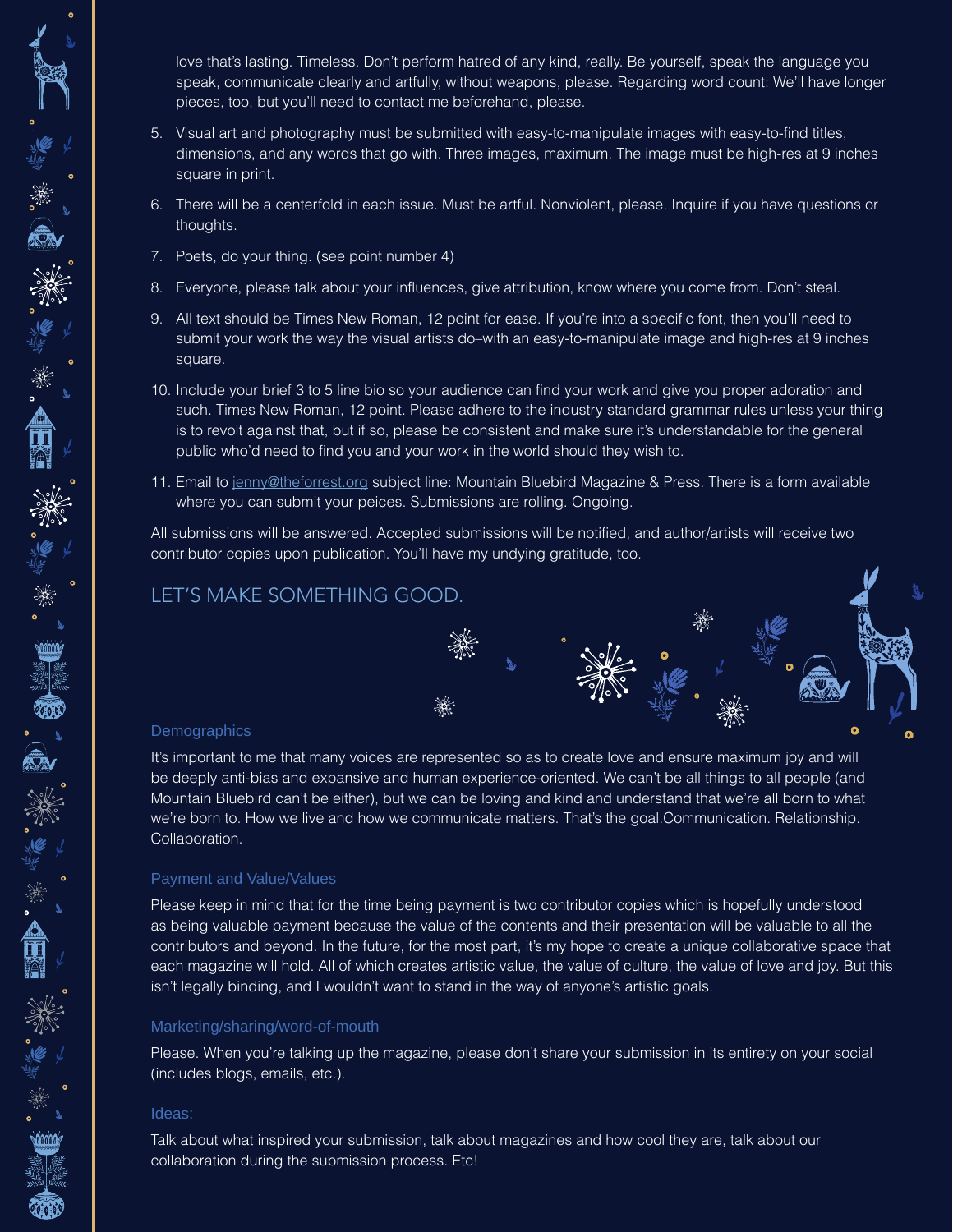love that's lasting. Timeless. Don't perform hatred of any kind, really. Be yourself, speak the language you speak, communicate clearly and artfully, without weapons, please. Regarding word count: We'll have longer pieces, too, but you'll need to contact me beforehand, please.

5. Visual art and photography must be submitted with easy-to-manipulate images with easy-to-find titles, dimensions, and any words that go with. Three images, maximum. The image must be high-res at 9 inches square in print.
6. There will be a centerfold in each issue. Must be artful. Nonviolent, please. Inquire if you have questions or thoughts.
7. Poets, do your thing. (see point number 4)
8. Everyone, please talk about your influences, give attribution, know where you come from. Don't steal.
9. All text should be Times New Roman, 12 point for ease. If you're into a specific font, then you'll need to submit your work the way the visual artists do–with an easy-to-manipulate image and high-res at 9 inches square.
10. Include your brief 3 to 5 line bio so your audience can find your work and give you proper adoration and such. Times New Roman, 12 point. Please adhere to the industry standard grammar rules unless your thing is to revolt against that, but if so, please be consistent and make sure it's understandable for the general public who'd need to find you and your work in the world should they wish to.
11. Email to jenny@theforrest.org subject line: Mountain Bluebird Magazine & Press. There is a form available where you can submit your peices. Submissions are rolling. Ongoing.

All submissions will be answered. Accepted submissions will be notified, and author/artists will receive two contributor copies upon publication. You'll have my undying gratitude, too.

## LET'S MAKE SOMETHING GOOD.

### Demographics

It's important to me that many voices are represented so as to create love and ensure maximum joy and will be deeply anti-bias and expansive and human experience-oriented. We can't be all things to all people (and Mountain Bluebird can't be either), but we can be loving and kind and understand that we're all born to what we're born to. How we live and how we communicate matters. That's the goal.Communication. Relationship. Collaboration.

### Payment and Value/Values

Please keep in mind that for the time being payment is two contributor copies which is hopefully understood as being valuable payment because the value of the contents and their presentation will be valuable to all the contributors and beyond. In the future, for the most part, it's my hope to create a unique collaborative space that each magazine will hold. All of which creates artistic value, the value of culture, the value of love and joy. But this isn't legally binding, and I wouldn't want to stand in the way of anyone's artistic goals.

### Marketing/sharing/word-of-mouth

Please. When you're talking up the magazine, please don't share your submission in its entirety on your social (includes blogs, emails, etc.).

### Ideas:

Talk about what inspired your submission, talk about magazines and how cool they are, talk about our collaboration during the submission process. Etc!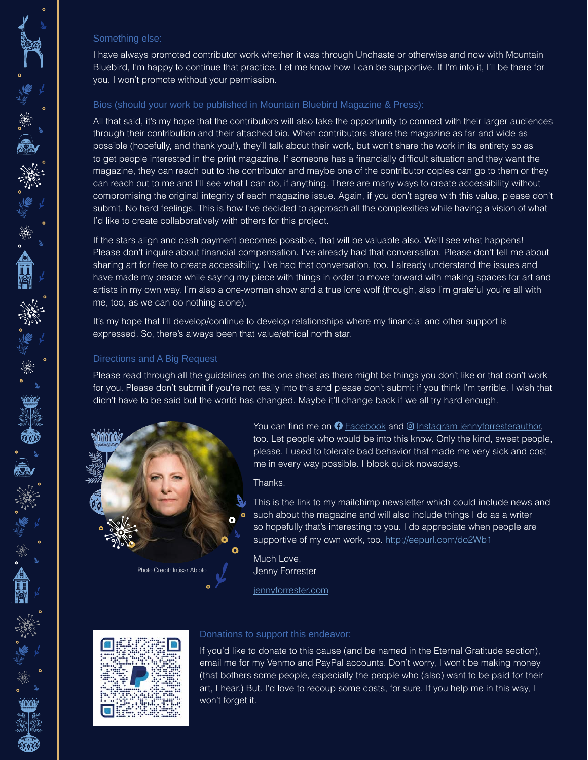## Something else:

I have always promoted contributor work whether it was through Unchaste or otherwise and now with Mountain Bluebird, I'm happy to continue that practice. Let me know how I can be supportive. If I'm into it, I'll be there for you. I won't promote without your permission.

## Bios (should your work be published in Mountain Bluebird Magazine & Press):

All that said, it's my hope that the contributors will also take the opportunity to connect with their larger audiences through their contribution and their attached bio. When contributors share the magazine as far and wide as possible (hopefully, and thank you!), they'll talk about their work, but won't share the work in its entirety so as to get people interested in the print magazine. If someone has a financially difficult situation and they want the magazine, they can reach out to the contributor and maybe one of the contributor copies can go to them or they can reach out to me and I'll see what I can do, if anything. There are many ways to create accessibility without compromising the original integrity of each magazine issue. Again, if you don't agree with this value, please don't submit. No hard feelings. This is how I've decided to approach all the complexities while having a vision of what I'd like to create collaboratively with others for this project.

If the stars align and cash payment becomes possible, that will be valuable also. We'll see what happens! Please don't inquire about financial compensation. I've already had that conversation. Please don't tell me about sharing art for free to create accessibility. I've had that conversation, too. I already understand the issues and have made my peace while saying my piece with things in order to move forward with making spaces for art and artists in my own way. I'm also a one-woman show and a true lone wolf (though, also I'm grateful you're all with me, too, as we can do nothing alone).

It's my hope that I'll develop/continue to develop relationships where my financial and other support is expressed. So, there's always been that value/ethical north star.

## Directions and A Big Request

Please read through all the guidelines on the one sheet as there might be things you don't like or that don't work for you. Please don't submit if you're not really into this and please don't submit if you think I'm terrible. I wish that didn't have to be said but the world has changed. Maybe it'll change back if we all try hard enough.

Photo Credit: Intisar Abioto

You can find me on Facebook and Instagram jennyforresterauthor, too. Let people who would be into this know. Only the kind, sweet people, please. I used to tolerate bad behavior that made me very sick and cost me in every way possible. I block quick nowadays.

Thanks.

This is the link to my mailchimp newsletter which could include news and such about the magazine and will also include things I do as a writer so hopefully that's interesting to you. I do appreciate when people are supportive of my own work, too. http://eepurl.com/do2Wb1

Much Love,
Jenny Forrester

jennyforrester.com

## Donations to support this endeavor:

If you'd like to donate to this cause (and be named in the Eternal Gratitude section), email me for my Venmo and PayPal accounts. Don't worry, I won't be making money (that bothers some people, especially the people who (also) want to be paid for their art, I hear.) But. I'd love to recoup some costs, for sure. If you help me in this way, I won't forget it.